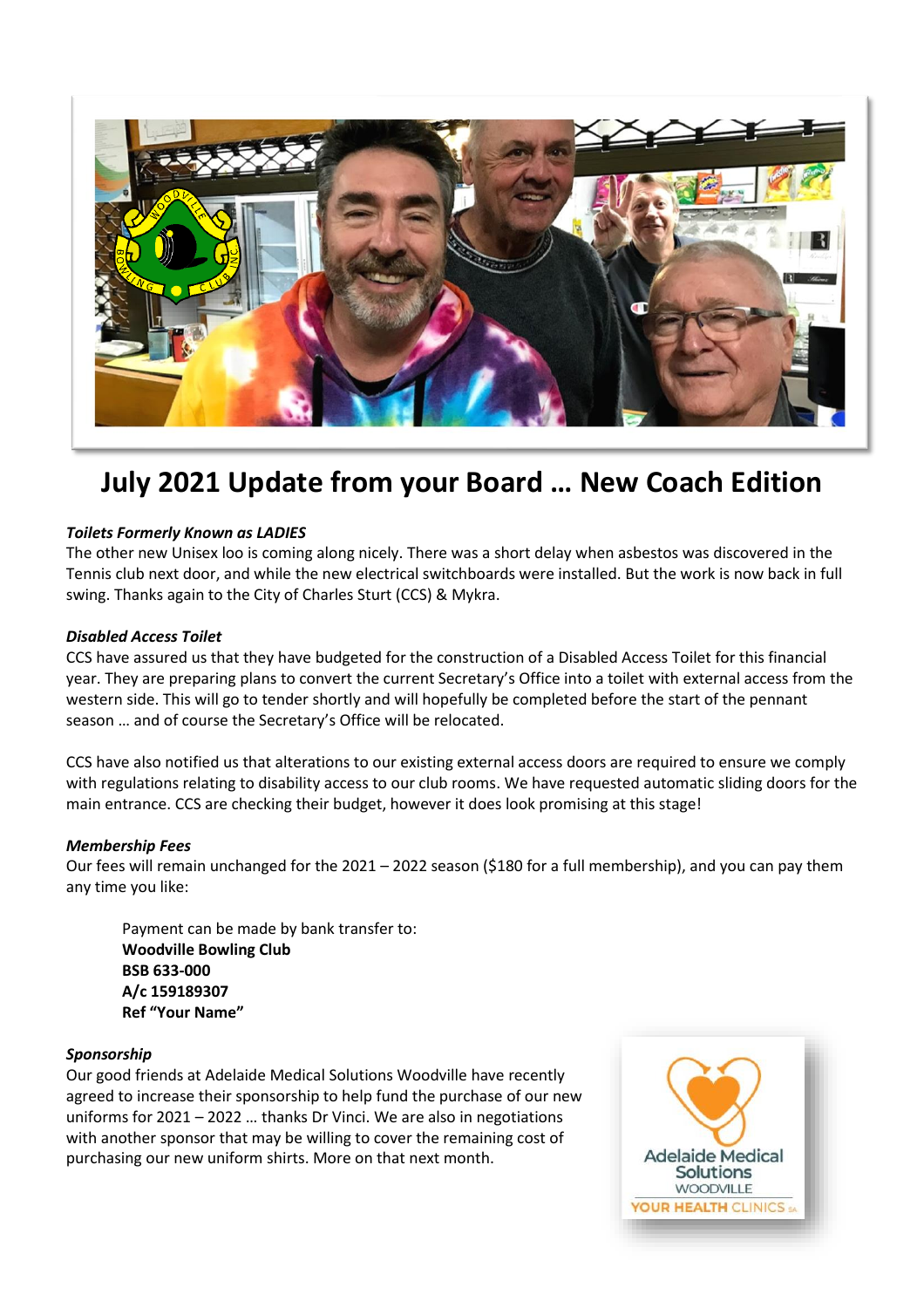# July 2021 Update from your Board … New Coach Edition

***Toilets Formerly Known as LADIES***

The other new Unisex loo is coming along nicely. There was a short delay when asbestos was discovered in the Tennis club next door, and while the new electrical switchboards were installed. But the work is now back in full swing. Thanks again to the City of Charles Sturt (CCS) & Mykra.

***Disabled Access Toilet***

CCS have assured us that they have budgeted for the construction of a Disabled Access Toilet for this financial year. They are preparing plans to convert the current Secretary's Office into a toilet with external access from the western side. This will go to tender shortly and will hopefully be completed before the start of the pennant season … and of course the Secretary's Office will be relocated.

CCS have also notified us that alterations to our existing external access doors are required to ensure we comply with regulations relating to disability access to our club rooms. We have requested automatic sliding doors for the main entrance. CCS are checking their budget, however it does look promising at this stage!

***Membership Fees***

Our fees will remain unchanged for the 2021 – 2022 season ($180 for a full membership), and you can pay them any time you like:

> Payment can be made by bank transfer to:
> **Woodville Bowling Club**
> **BSB 633-000**
> **A/c 159189307**
> **Ref "Your Name"**

***Sponsorship***

Our good friends at Adelaide Medical Solutions Woodville have recently agreed to increase their sponsorship to help fund the purchase of our new uniforms for 2021 – 2022 … thanks Dr Vinci. We are also in negotiations with another sponsor that may be willing to cover the remaining cost of purchasing our new uniform shirts. More on that next month.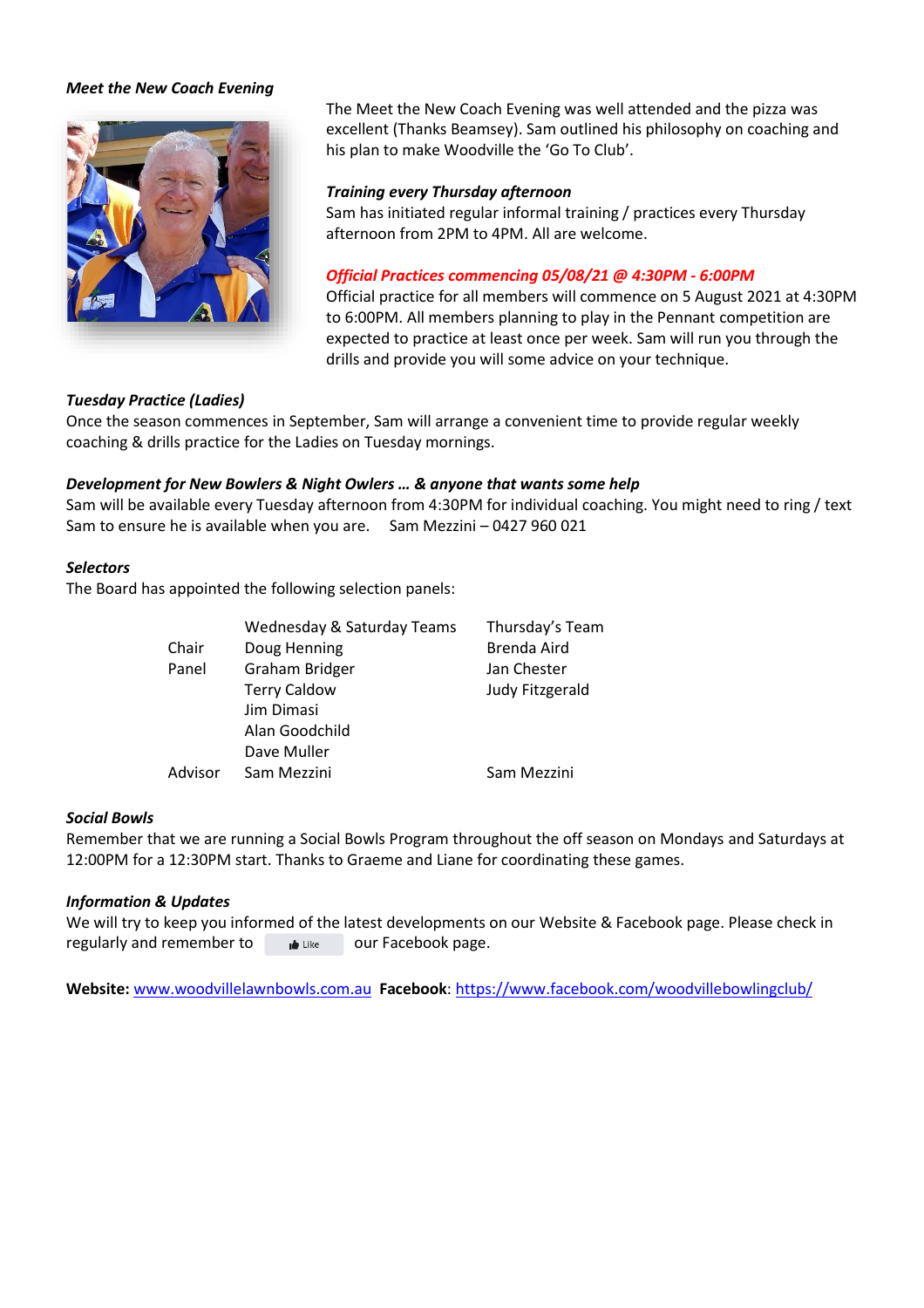***Meet the New Coach Evening***

The Meet the New Coach Evening was well attended and the pizza was excellent (Thanks Beamsey). Sam outlined his philosophy on coaching and his plan to make Woodville the 'Go To Club'.

***Training every Thursday afternoon***

Sam has initiated regular informal training / practices every Thursday afternoon from 2PM to 4PM. All are welcome.

***Official Practices commencing 05/08/21 @ 4:30PM - 6:00PM***

Official practice for all members will commence on 5 August 2021 at 4:30PM to 6:00PM. All members planning to play in the Pennant competition are expected to practice at least once per week. Sam will run you through the drills and provide you will some advice on your technique.

***Tuesday Practice (Ladies)***

Once the season commences in September, Sam will arrange a convenient time to provide regular weekly coaching & drills practice for the Ladies on Tuesday mornings.

***Development for New Bowlers & Night Owlers … & anyone that wants some help***

Sam will be available every Tuesday afternoon from 4:30PM for individual coaching. You might need to ring / text Sam to ensure he is available when you are. Sam Mezzini – 0427 960 021

***Selectors***

The Board has appointed the following selection panels:

| | Wednesday & Saturday Teams | Thursday's Team |
|---|---|---|
| Chair | Doug Henning | Brenda Aird |
| Panel | Graham Bridger | Jan Chester |
| | Terry Caldow | Judy Fitzgerald |
| | Jim Dimasi | |
| | Alan Goodchild | |
| | Dave Muller | |
| Advisor | Sam Mezzini | Sam Mezzini |

***Social Bowls***

Remember that we are running a Social Bowls Program throughout the off season on Mondays and Saturdays at 12:00PM for a 12:30PM start. Thanks to Graeme and Liane for coordinating these games.

***Information & Updates***

We will try to keep you informed of the latest developments on our Website & Facebook page. Please check in regularly and remember to Like our Facebook page.

**Website:** www.woodvillelawnbowls.com.au **Facebook**: https://www.facebook.com/woodvillebowlingclub/